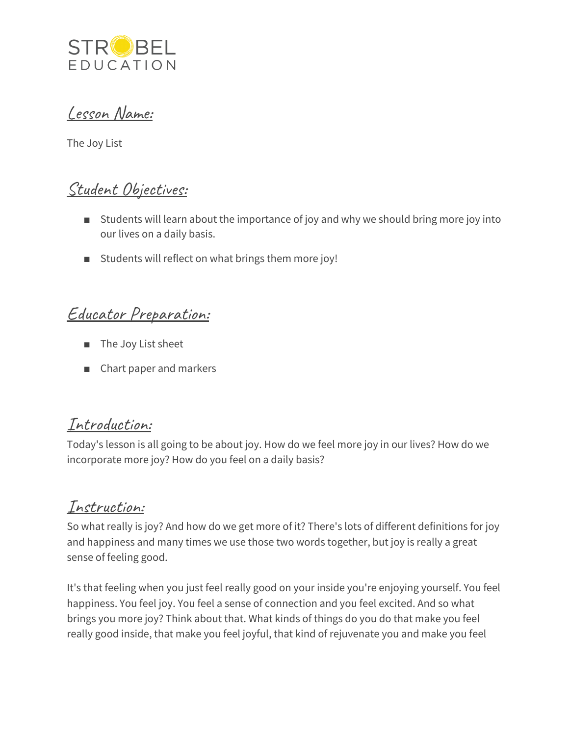STROBEL EDUCATION

## Lesson Name:

The Joy List

## Student Objectives:

- Students will learn about the importance of joy and why we should bring more joy into our lives on a daily basis.
- Students will reflect on what brings them more joy!

## Educator Preparation:

- The Joy List sheet
- Chart paper and markers

## Introduction:

Today's lesson is all going to be about joy. How do we feel more joy in our lives? How do we incorporate more joy? How do you feel on a daily basis?

## Instruction:

So what really is joy? And how do we get more of it? There's lots of different definitions for joy and happiness and many times we use those two words together, but joy is really a great sense of feeling good.

It's that feeling when you just feel really good on your inside you're enjoying yourself. You feel happiness. You feel joy. You feel a sense of connection and you feel excited. And so what brings you more joy? Think about that. What kinds of things do you do that make you feel really good inside, that make you feel joyful, that kind of rejuvenate you and make you feel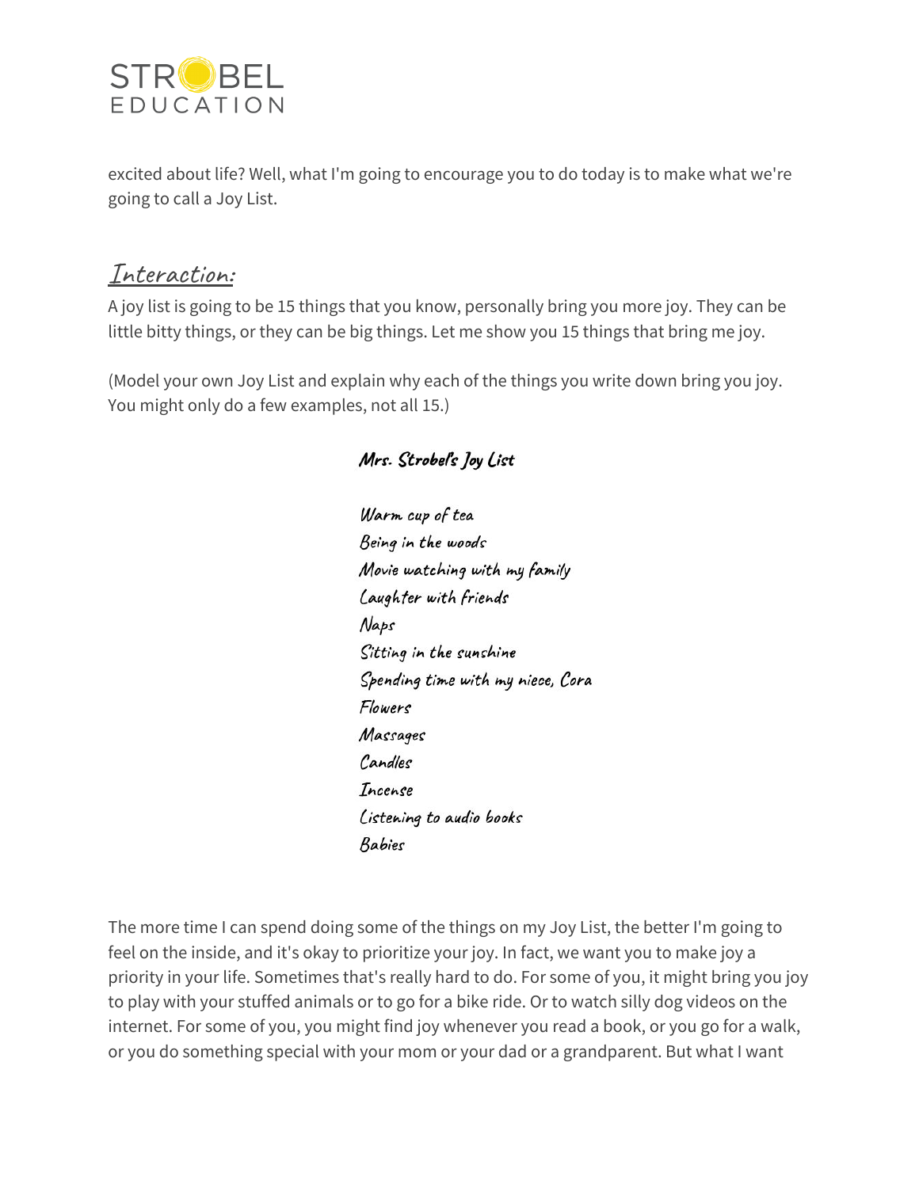excited about life? Well, what I'm going to encourage you to do today is to make what we're going to call a Joy List.

## *Interaction:*

A joy list is going to be 15 things that you know, personally bring you more joy. They can be little bitty things, or they can be big things. Let me show you 15 things that bring me joy.

(Model your own Joy List and explain why each of the things you write down bring you joy. You might only do a few examples, not all 15.)

***Mrs. Strobel's Joy List***

*Warm cup of tea*
*Being in the woods*
*Movie watching with my family*
*Laughter with friends*
*Naps*
*Sitting in the sunshine*
*Spending time with my niece, Cora*
*Flowers*
*Massages*
*Candles*
*Incense*
*Listening to audio books*
*Babies*

The more time I can spend doing some of the things on my Joy List, the better I'm going to feel on the inside, and it's okay to prioritize your joy. In fact, we want you to make joy a priority in your life. Sometimes that's really hard to do. For some of you, it might bring you joy to play with your stuffed animals or to go for a bike ride. Or to watch silly dog videos on the internet. For some of you, you might find joy whenever you read a book, or you go for a walk, or you do something special with your mom or your dad or a grandparent. But what I want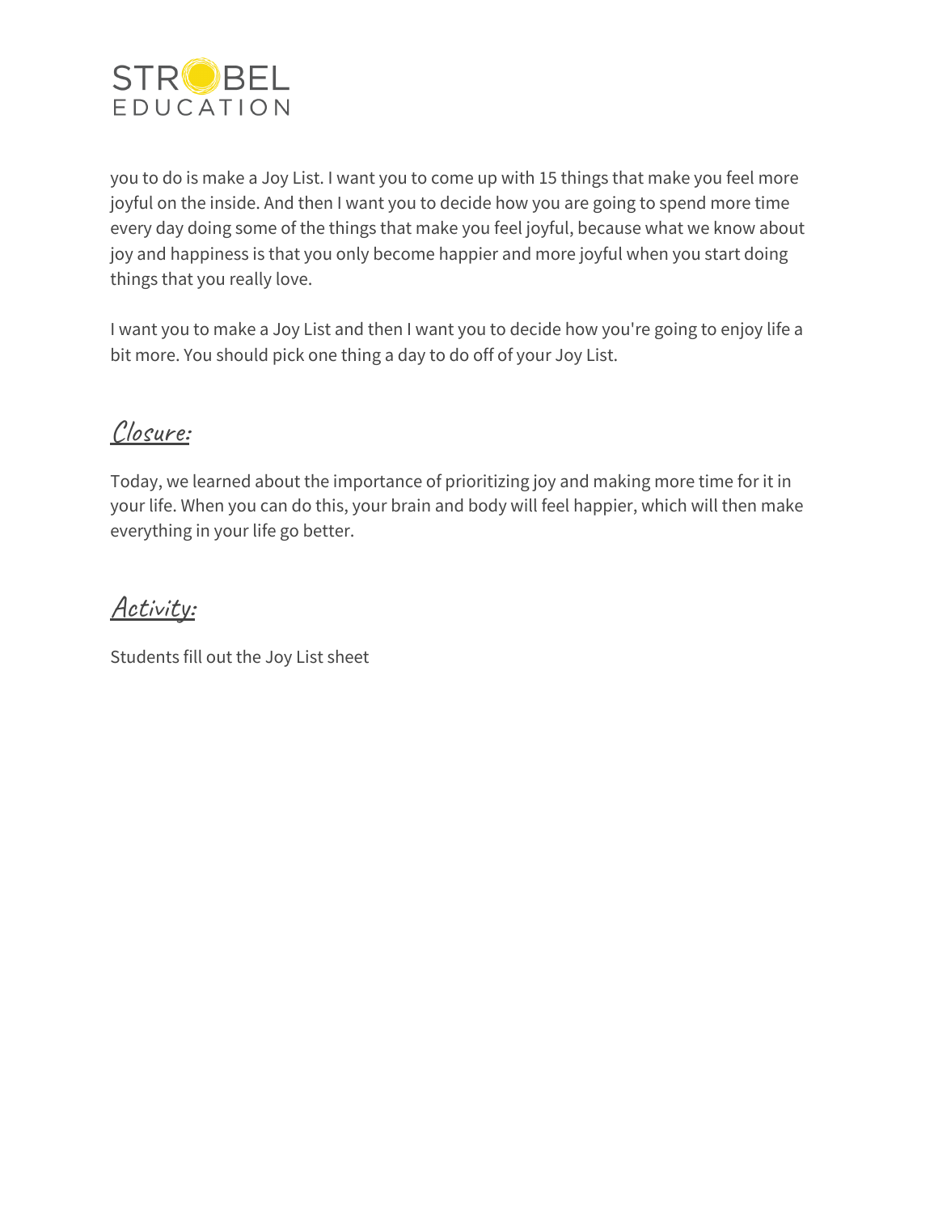you to do is make a Joy List. I want you to come up with 15 things that make you feel more joyful on the inside. And then I want you to decide how you are going to spend more time every day doing some of the things that make you feel joyful, because what we know about joy and happiness is that you only become happier and more joyful when you start doing things that you really love.

I want you to make a Joy List and then I want you to decide how you're going to enjoy life a bit more. You should pick one thing a day to do off of your Joy List.

## Closure:

Today, we learned about the importance of prioritizing joy and making more time for it in your life. When you can do this, your brain and body will feel happier, which will then make everything in your life go better.

## Activity:

Students fill out the Joy List sheet